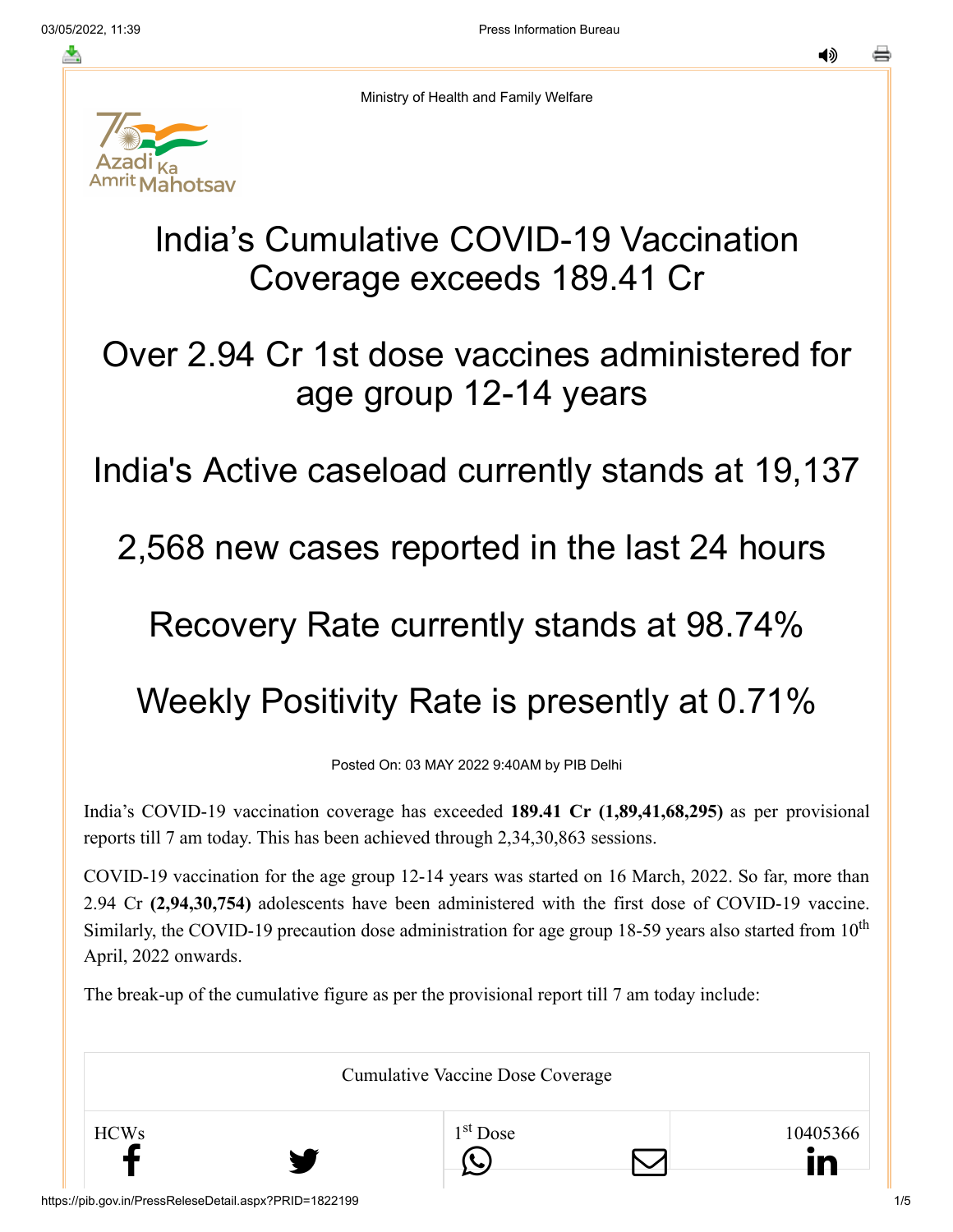Ministry of Health and Family Welfare

# India's Cumulative COVID-19 Vaccination Coverage exceeds 189.41 Cr

# Over 2.94 Cr 1st dose vaccines administered for age group 12-14 years

# India's Active caseload currently stands at 19,137

# 2,568 new cases reported in the last 24 hours

# Recovery Rate currently stands at 98.74%

# Weekly Positivity Rate is presently at 0.71%

Posted On: 03 MAY 2022 9:40AM by PIB Delhi

India's COVID-19 vaccination coverage has exceeded **189.41 Cr (1,89,41,68,295)** as per provisional reports till 7 am today. This has been achieved through 2,34,30,863 sessions.

COVID-19 vaccination for the age group 12-14 years was started on 16 March, 2022. So far, more than 2.94 Cr **(2,94,30,754)** adolescents have been administered with the first dose of COVID-19 vaccine. Similarly, the COVID-19 precaution dose administration for age group 18-59 years also started from 10th April, 2022 onwards.

The break-up of the cumulative figure as per the provisional report till 7 am today include:

| Cumulative Vaccine Dose Coverage | | |
|---|---|---|
| HCWs | 1st Dose | 10405366 |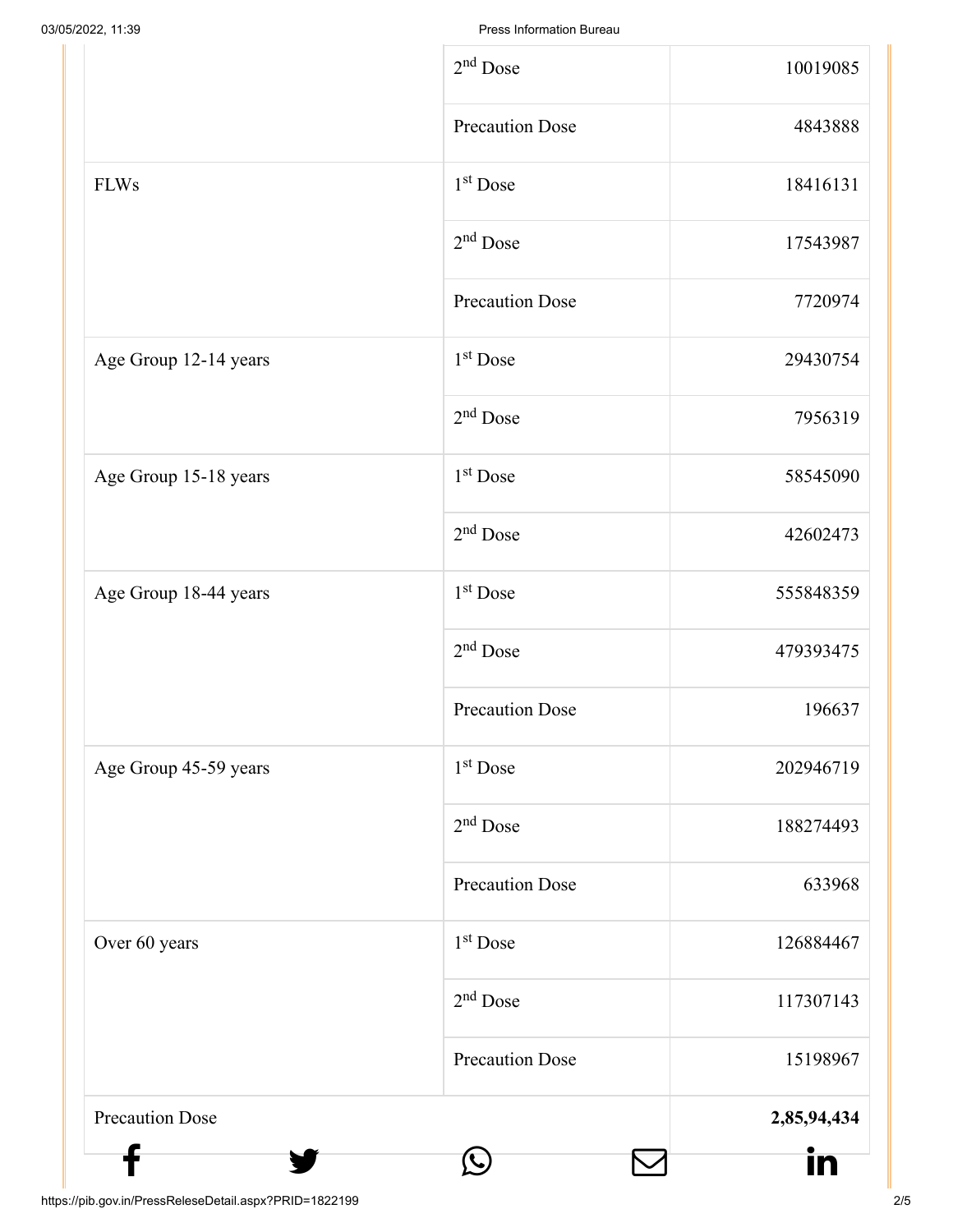| | | |
|---|---|---|
| | 2nd Dose | 10019085 |
| | Precaution Dose | 4843888 |
| FLWs | 1st Dose | 18416131 |
| | 2nd Dose | 17543987 |
| | Precaution Dose | 7720974 |
| Age Group 12-14 years | 1st Dose | 29430754 |
| | 2nd Dose | 7956319 |
| Age Group 15-18 years | 1st Dose | 58545090 |
| | 2nd Dose | 42602473 |
| Age Group 18-44 years | 1st Dose | 555848359 |
| | 2nd Dose | 479393475 |
| | Precaution Dose | 196637 |
| Age Group 45-59 years | 1st Dose | 202946719 |
| | 2nd Dose | 188274493 |
| | Precaution Dose | 633968 |
| Over 60 years | 1st Dose | 126884467 |
| | 2nd Dose | 117307143 |
| | Precaution Dose | 15198967 |
| Precaution Dose | | **2,85,94,434** |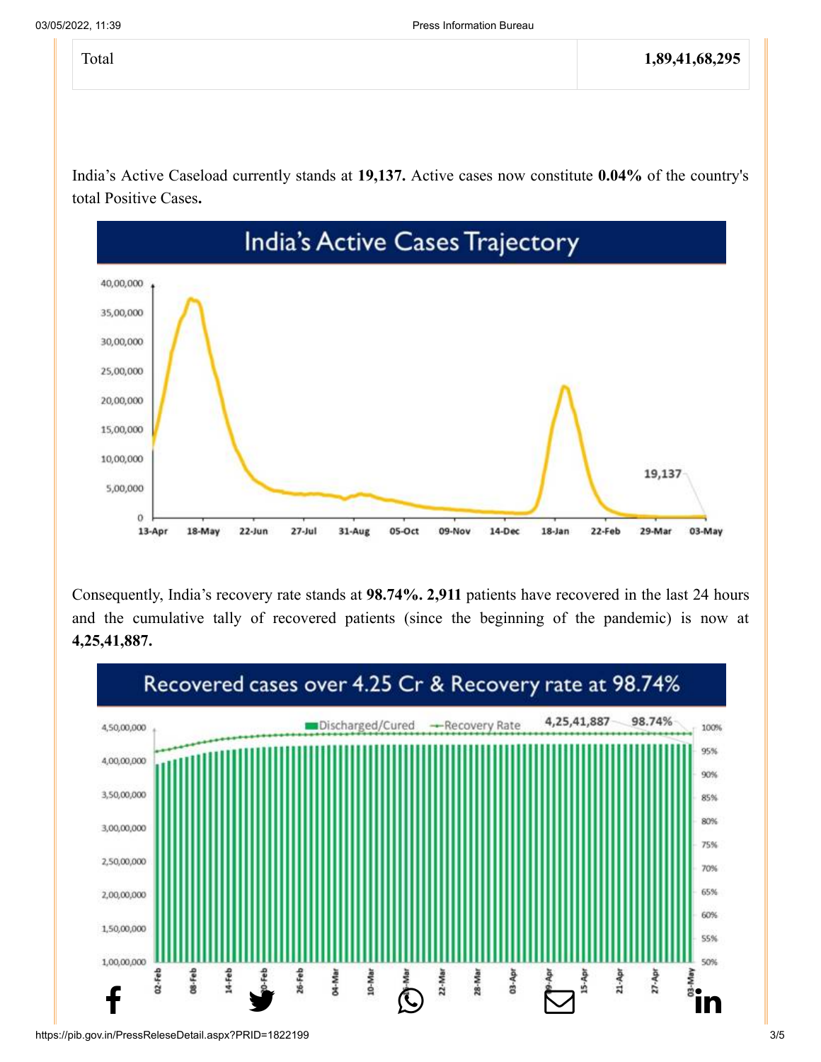| Total | 1,89,41,68,295 |
|---|---|

India's Active Caseload currently stands at **19,137.** Active cases now constitute **0.04%** of the country's total Positive Cases**.**

Consequently, India's recovery rate stands at **98.74%. 2,911** patients have recovered in the last 24 hours and the cumulative tally of recovered patients (since the beginning of the pandemic) is now at **4,25,41,887.**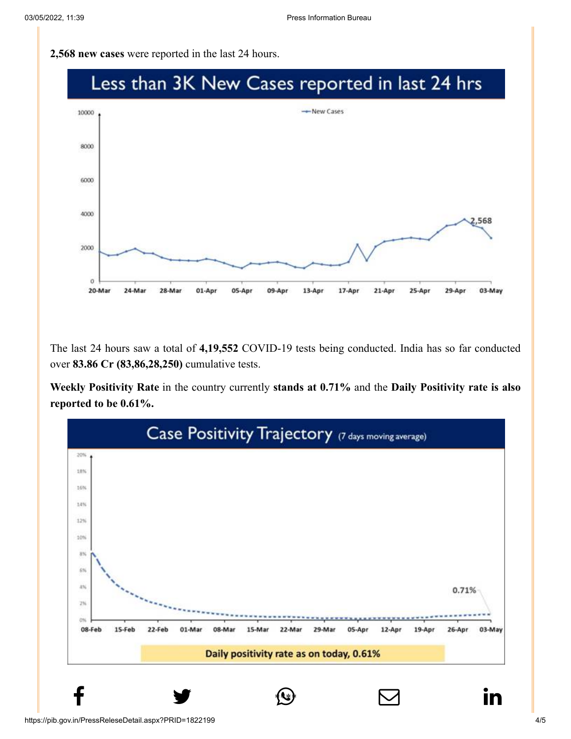**2,568 new cases** were reported in the last 24 hours.

The last 24 hours saw a total of **4,19,552** COVID-19 tests being conducted. India has so far conducted over **83.86 Cr (83,86,28,250)** cumulative tests.

**Weekly Positivity Rate** in the country currently **stands at 0.71%** and the **Daily Positivity rate is also reported to be 0.61%.**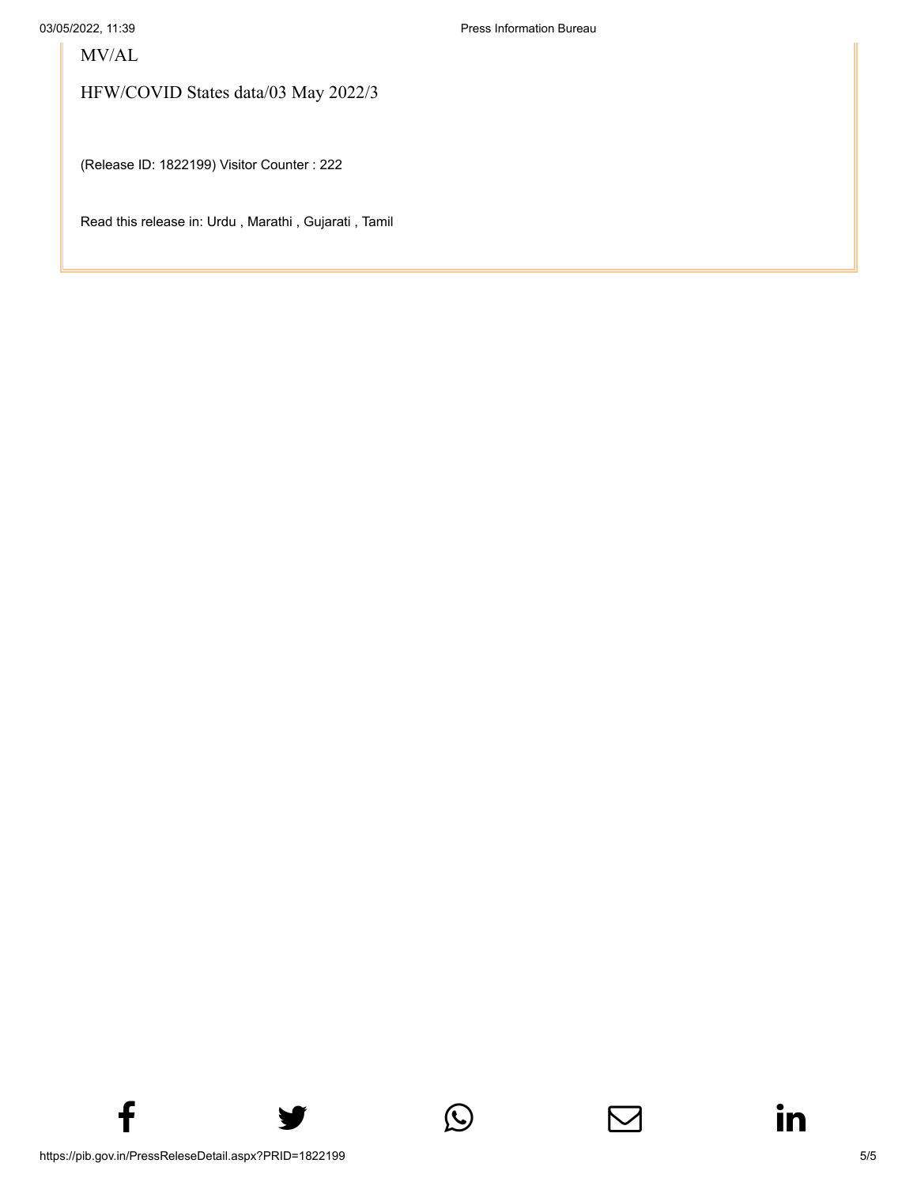MV/AL

HFW/COVID States data/03 May 2022/3

(Release ID: 1822199) Visitor Counter : 222

Read this release in: Urdu , Marathi , Gujarati , Tamil